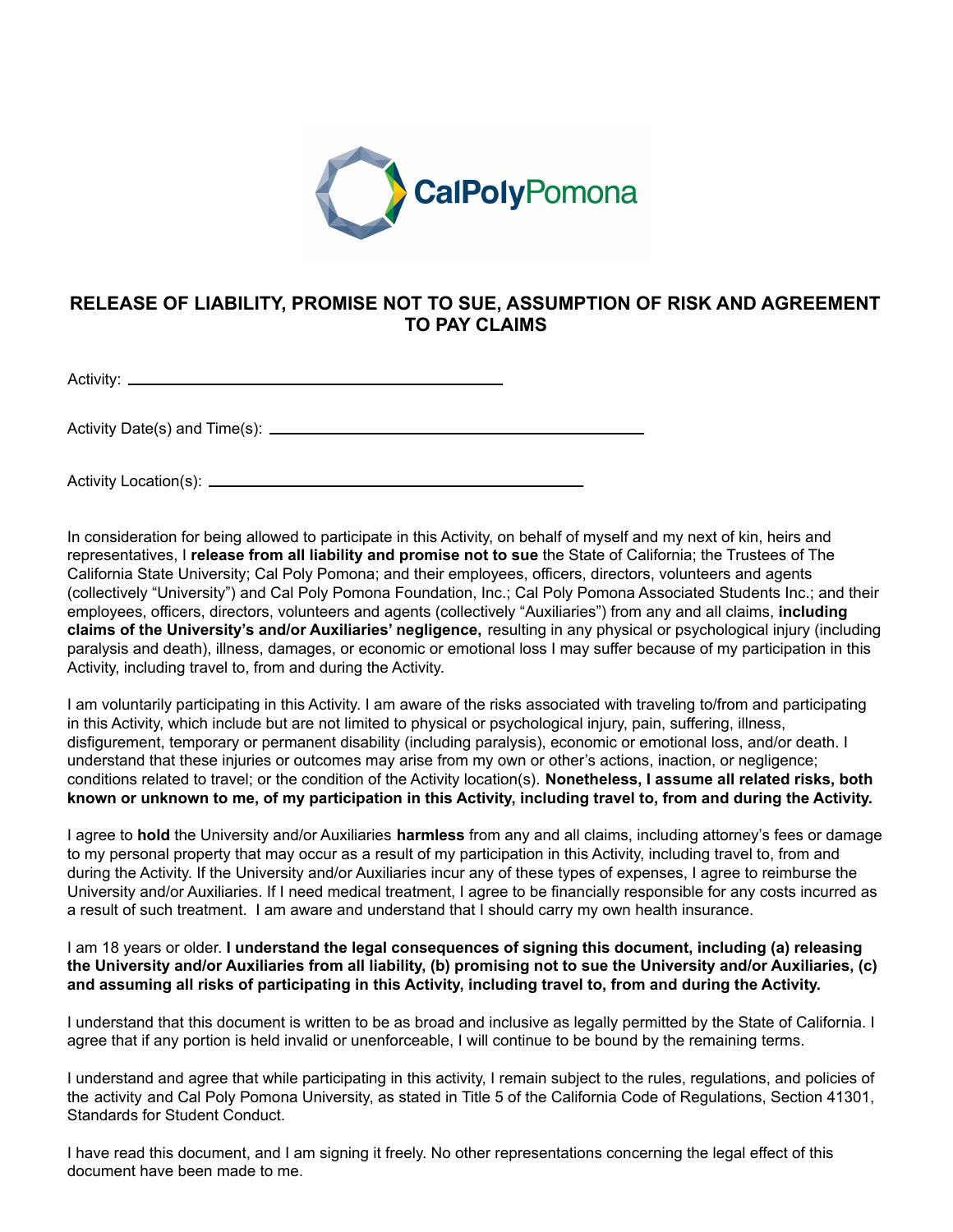# RELEASE OF LIABILITY, PROMISE NOT TO SUE, ASSUMPTION OF RISK AND AGREEMENT TO PAY CLAIMS

Activity: ______________________________________________

Activity Date(s) and Time(s): ______________________________________________

Activity Location(s): ______________________________________________

In consideration for being allowed to participate in this Activity, on behalf of myself and my next of kin, heirs and representatives, I **release from all liability and promise not to sue** the State of California; the Trustees of The California State University; Cal Poly Pomona; and their employees, officers, directors, volunteers and agents (collectively "University") and Cal Poly Pomona Foundation, Inc.; Cal Poly Pomona Associated Students Inc.; and their employees, officers, directors, volunteers and agents (collectively "Auxiliaries") from any and all claims, **including claims of the University's and/or Auxiliaries' negligence,** resulting in any physical or psychological injury (including paralysis and death), illness, damages, or economic or emotional loss I may suffer because of my participation in this Activity, including travel to, from and during the Activity.

I am voluntarily participating in this Activity. I am aware of the risks associated with traveling to/from and participating in this Activity, which include but are not limited to physical or psychological injury, pain, suffering, illness, disfigurement, temporary or permanent disability (including paralysis), economic or emotional loss, and/or death. I understand that these injuries or outcomes may arise from my own or other's actions, inaction, or negligence; conditions related to travel; or the condition of the Activity location(s). **Nonetheless, I assume all related risks, both known or unknown to me, of my participation in this Activity, including travel to, from and during the Activity.**

I agree to **hold** the University and/or Auxiliaries **harmless** from any and all claims, including attorney's fees or damage to my personal property that may occur as a result of my participation in this Activity, including travel to, from and during the Activity. If the University and/or Auxiliaries incur any of these types of expenses, I agree to reimburse the University and/or Auxiliaries. If I need medical treatment, I agree to be financially responsible for any costs incurred as a result of such treatment. I am aware and understand that I should carry my own health insurance.

I am 18 years or older. **I understand the legal consequences of signing this document, including (a) releasing the University and/or Auxiliaries from all liability, (b) promising not to sue the University and/or Auxiliaries, (c) and assuming all risks of participating in this Activity, including travel to, from and during the Activity.**

I understand that this document is written to be as broad and inclusive as legally permitted by the State of California. I agree that if any portion is held invalid or unenforceable, I will continue to be bound by the remaining terms.

I understand and agree that while participating in this activity, I remain subject to the rules, regulations, and policies of the activity and Cal Poly Pomona University, as stated in Title 5 of the California Code of Regulations, Section 41301, Standards for Student Conduct.

I have read this document, and I am signing it freely. No other representations concerning the legal effect of this document have been made to me.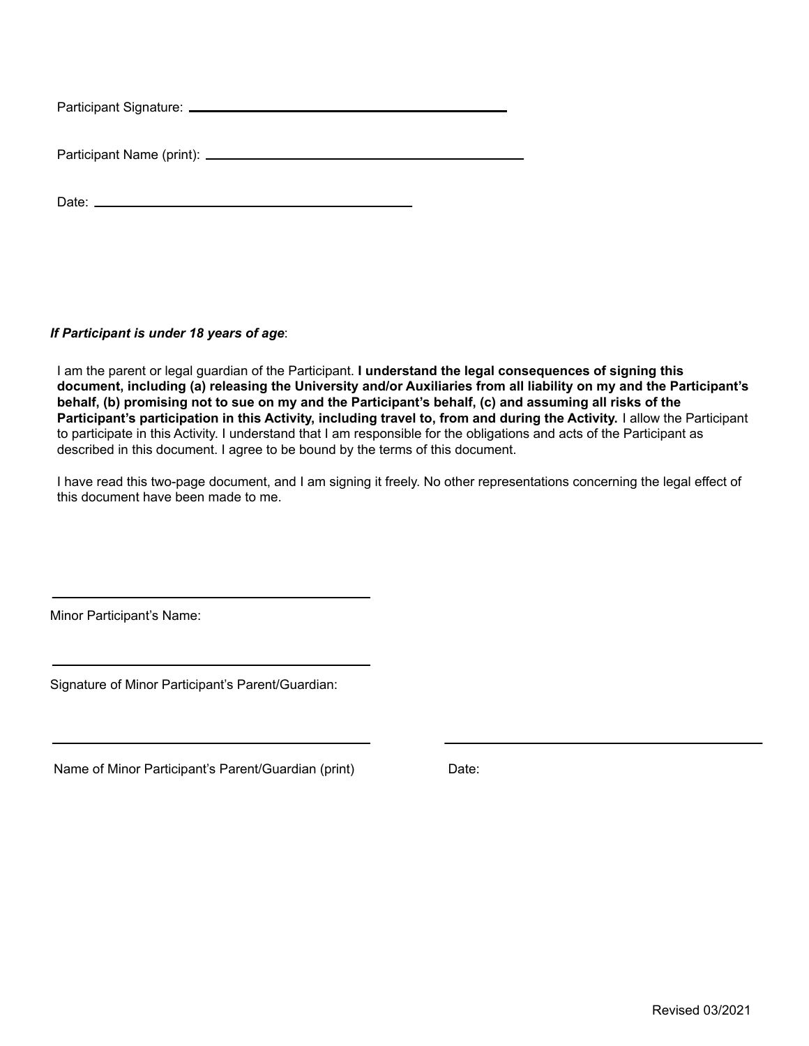Participant Signature: ______________________________

Participant Name (print): ______________________________

Date: ______________________________

***If Participant is under 18 years of age***:

I am the parent or legal guardian of the Participant. **I understand the legal consequences of signing this document, including (a) releasing the University and/or Auxiliaries from all liability on my and the Participant's behalf, (b) promising not to sue on my and the Participant's behalf, (c) and assuming all risks of the Participant's participation in this Activity, including travel to, from and during the Activity.** I allow the Participant to participate in this Activity. I understand that I am responsible for the obligations and acts of the Participant as described in this document. I agree to be bound by the terms of this document.

I have read this two-page document, and I am signing it freely. No other representations concerning the legal effect of this document have been made to me.

______________________________

Minor Participant's Name:

______________________________

Signature of Minor Participant's Parent/Guardian:

______________________________ ______________________________

Name of Minor Participant's Parent/Guardian (print) Date:

Revised 03/2021